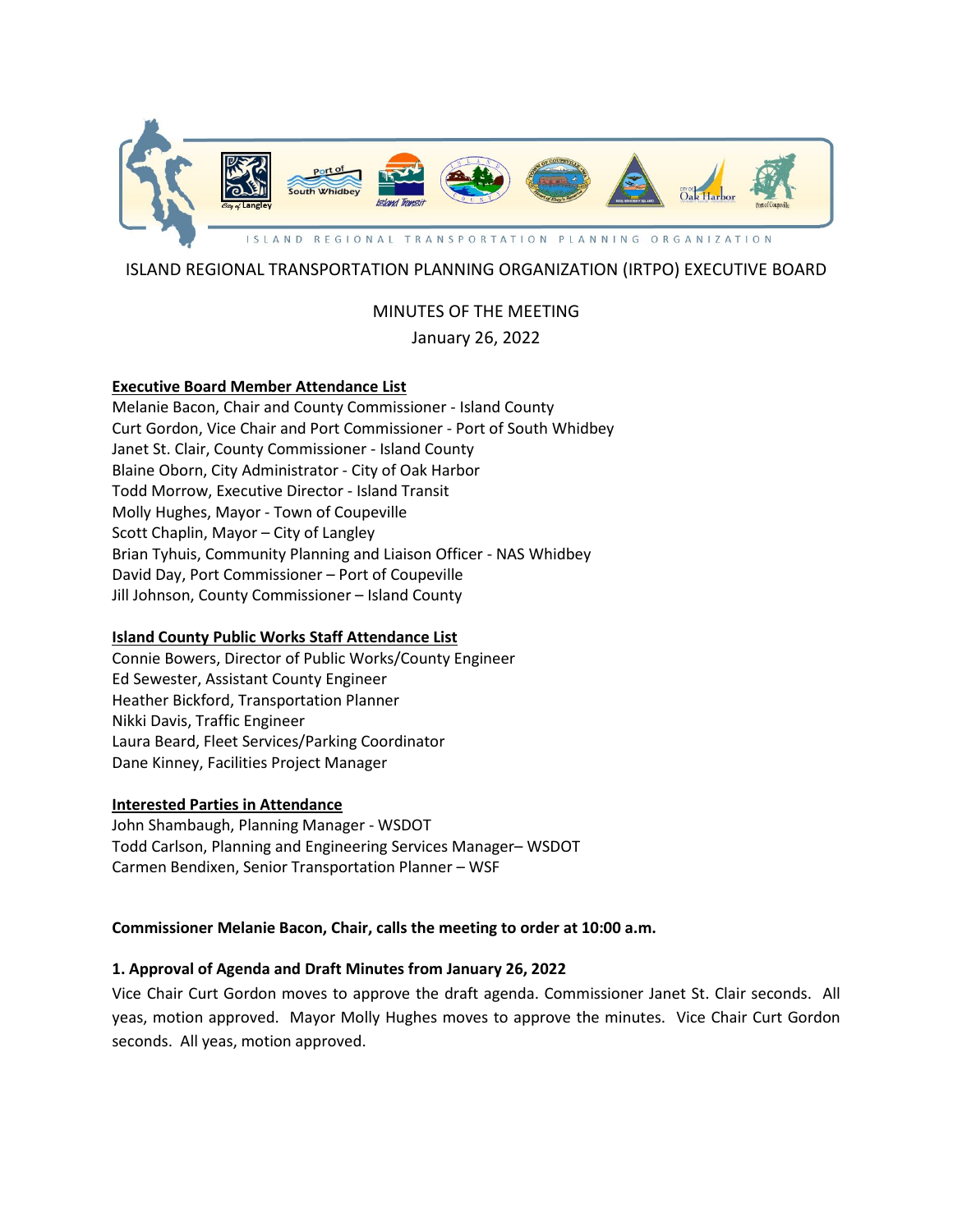ISLAND REGIONAL TRANSPORTATION PLANNING ORGANIZATION

# ISLAND REGIONAL TRANSPORTATION PLANNING ORGANIZATION (IRTPO) EXECUTIVE BOARD

## MINUTES OF THE MEETING

January 26, 2022

**Executive Board Member Attendance List**

Melanie Bacon, Chair and County Commissioner - Island County
Curt Gordon, Vice Chair and Port Commissioner - Port of South Whidbey
Janet St. Clair, County Commissioner - Island County
Blaine Oborn, City Administrator - City of Oak Harbor
Todd Morrow, Executive Director - Island Transit
Molly Hughes, Mayor - Town of Coupeville
Scott Chaplin, Mayor – City of Langley
Brian Tyhuis, Community Planning and Liaison Officer - NAS Whidbey
David Day, Port Commissioner – Port of Coupeville
Jill Johnson, County Commissioner – Island County

**Island County Public Works Staff Attendance List**

Connie Bowers, Director of Public Works/County Engineer
Ed Sewester, Assistant County Engineer
Heather Bickford, Transportation Planner
Nikki Davis, Traffic Engineer
Laura Beard, Fleet Services/Parking Coordinator
Dane Kinney, Facilities Project Manager

**Interested Parties in Attendance**

John Shambaugh, Planning Manager - WSDOT
Todd Carlson, Planning and Engineering Services Manager– WSDOT
Carmen Bendixen, Senior Transportation Planner – WSF

**Commissioner Melanie Bacon, Chair, calls the meeting to order at 10:00 a.m.**

**1. Approval of Agenda and Draft Minutes from January 26, 2022**

Vice Chair Curt Gordon moves to approve the draft agenda. Commissioner Janet St. Clair seconds. All yeas, motion approved. Mayor Molly Hughes moves to approve the minutes. Vice Chair Curt Gordon seconds. All yeas, motion approved.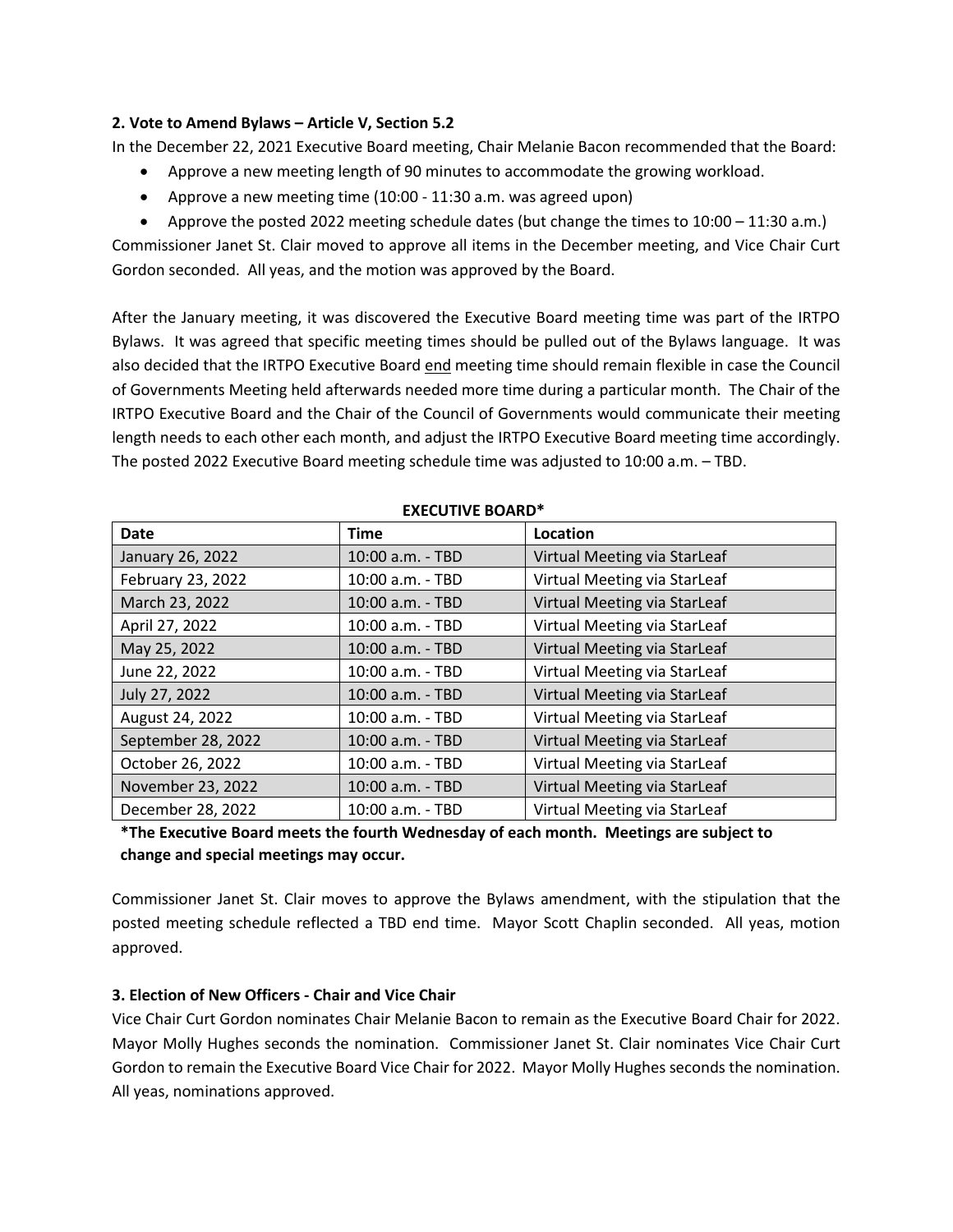**2. Vote to Amend Bylaws – Article V, Section 5.2**

In the December 22, 2021 Executive Board meeting, Chair Melanie Bacon recommended that the Board:

- Approve a new meeting length of 90 minutes to accommodate the growing workload.
- Approve a new meeting time (10:00 - 11:30 a.m. was agreed upon)
- Approve the posted 2022 meeting schedule dates (but change the times to 10:00 – 11:30 a.m.)

Commissioner Janet St. Clair moved to approve all items in the December meeting, and Vice Chair Curt Gordon seconded. All yeas, and the motion was approved by the Board.

After the January meeting, it was discovered the Executive Board meeting time was part of the IRTPO Bylaws. It was agreed that specific meeting times should be pulled out of the Bylaws language. It was also decided that the IRTPO Executive Board <u>end</u> meeting time should remain flexible in case the Council of Governments Meeting held afterwards needed more time during a particular month. The Chair of the IRTPO Executive Board and the Chair of the Council of Governments would communicate their meeting length needs to each other each month, and adjust the IRTPO Executive Board meeting time accordingly. The posted 2022 Executive Board meeting schedule time was adjusted to 10:00 a.m. – TBD.

**EXECUTIVE BOARD***

| Date | Time | Location |
|---|---|---|
| January 26, 2022 | 10:00 a.m. - TBD | Virtual Meeting via StarLeaf |
| February 23, 2022 | 10:00 a.m. - TBD | Virtual Meeting via StarLeaf |
| March 23, 2022 | 10:00 a.m. - TBD | Virtual Meeting via StarLeaf |
| April 27, 2022 | 10:00 a.m. - TBD | Virtual Meeting via StarLeaf |
| May 25, 2022 | 10:00 a.m. - TBD | Virtual Meeting via StarLeaf |
| June 22, 2022 | 10:00 a.m. - TBD | Virtual Meeting via StarLeaf |
| July 27, 2022 | 10:00 a.m. - TBD | Virtual Meeting via StarLeaf |
| August 24, 2022 | 10:00 a.m. - TBD | Virtual Meeting via StarLeaf |
| September 28, 2022 | 10:00 a.m. - TBD | Virtual Meeting via StarLeaf |
| October 26, 2022 | 10:00 a.m. - TBD | Virtual Meeting via StarLeaf |
| November 23, 2022 | 10:00 a.m. - TBD | Virtual Meeting via StarLeaf |
| December 28, 2022 | 10:00 a.m. - TBD | Virtual Meeting via StarLeaf |

***The Executive Board meets the fourth Wednesday of each month. Meetings are subject to change and special meetings may occur.**

Commissioner Janet St. Clair moves to approve the Bylaws amendment, with the stipulation that the posted meeting schedule reflected a TBD end time. Mayor Scott Chaplin seconded. All yeas, motion approved.

**3. Election of New Officers - Chair and Vice Chair**

Vice Chair Curt Gordon nominates Chair Melanie Bacon to remain as the Executive Board Chair for 2022. Mayor Molly Hughes seconds the nomination. Commissioner Janet St. Clair nominates Vice Chair Curt Gordon to remain the Executive Board Vice Chair for 2022. Mayor Molly Hughes seconds the nomination. All yeas, nominations approved.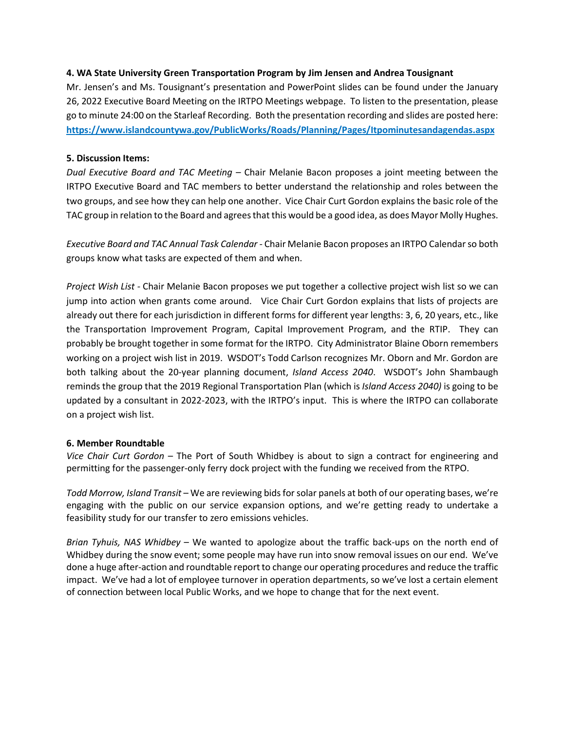**4. WA State University Green Transportation Program by Jim Jensen and Andrea Tousignant**

Mr. Jensen's and Ms. Tousignant's presentation and PowerPoint slides can be found under the January 26, 2022 Executive Board Meeting on the IRTPO Meetings webpage. To listen to the presentation, please go to minute 24:00 on the Starleaf Recording. Both the presentation recording and slides are posted here: **https://www.islandcountywa.gov/PublicWorks/Roads/Planning/Pages/Itpominutesandagendas.aspx**

**5. Discussion Items:**

*Dual Executive Board and TAC Meeting* – Chair Melanie Bacon proposes a joint meeting between the IRTPO Executive Board and TAC members to better understand the relationship and roles between the two groups, and see how they can help one another. Vice Chair Curt Gordon explains the basic role of the TAC group in relation to the Board and agrees that this would be a good idea, as does Mayor Molly Hughes.

*Executive Board and TAC Annual Task Calendar* - Chair Melanie Bacon proposes an IRTPO Calendar so both groups know what tasks are expected of them and when.

*Project Wish List* - Chair Melanie Bacon proposes we put together a collective project wish list so we can jump into action when grants come around. Vice Chair Curt Gordon explains that lists of projects are already out there for each jurisdiction in different forms for different year lengths: 3, 6, 20 years, etc., like the Transportation Improvement Program, Capital Improvement Program, and the RTIP. They can probably be brought together in some format for the IRTPO. City Administrator Blaine Oborn remembers working on a project wish list in 2019. WSDOT's Todd Carlson recognizes Mr. Oborn and Mr. Gordon are both talking about the 20-year planning document, *Island Access 2040*. WSDOT's John Shambaugh reminds the group that the 2019 Regional Transportation Plan (which is *Island Access 2040)* is going to be updated by a consultant in 2022-2023, with the IRTPO's input. This is where the IRTPO can collaborate on a project wish list.

**6. Member Roundtable**

*Vice Chair Curt Gordon* – The Port of South Whidbey is about to sign a contract for engineering and permitting for the passenger-only ferry dock project with the funding we received from the RTPO.

*Todd Morrow, Island Transit* – We are reviewing bids for solar panels at both of our operating bases, we're engaging with the public on our service expansion options, and we're getting ready to undertake a feasibility study for our transfer to zero emissions vehicles.

*Brian Tyhuis, NAS Whidbey* – We wanted to apologize about the traffic back-ups on the north end of Whidbey during the snow event; some people may have run into snow removal issues on our end. We've done a huge after-action and roundtable report to change our operating procedures and reduce the traffic impact. We've had a lot of employee turnover in operation departments, so we've lost a certain element of connection between local Public Works, and we hope to change that for the next event.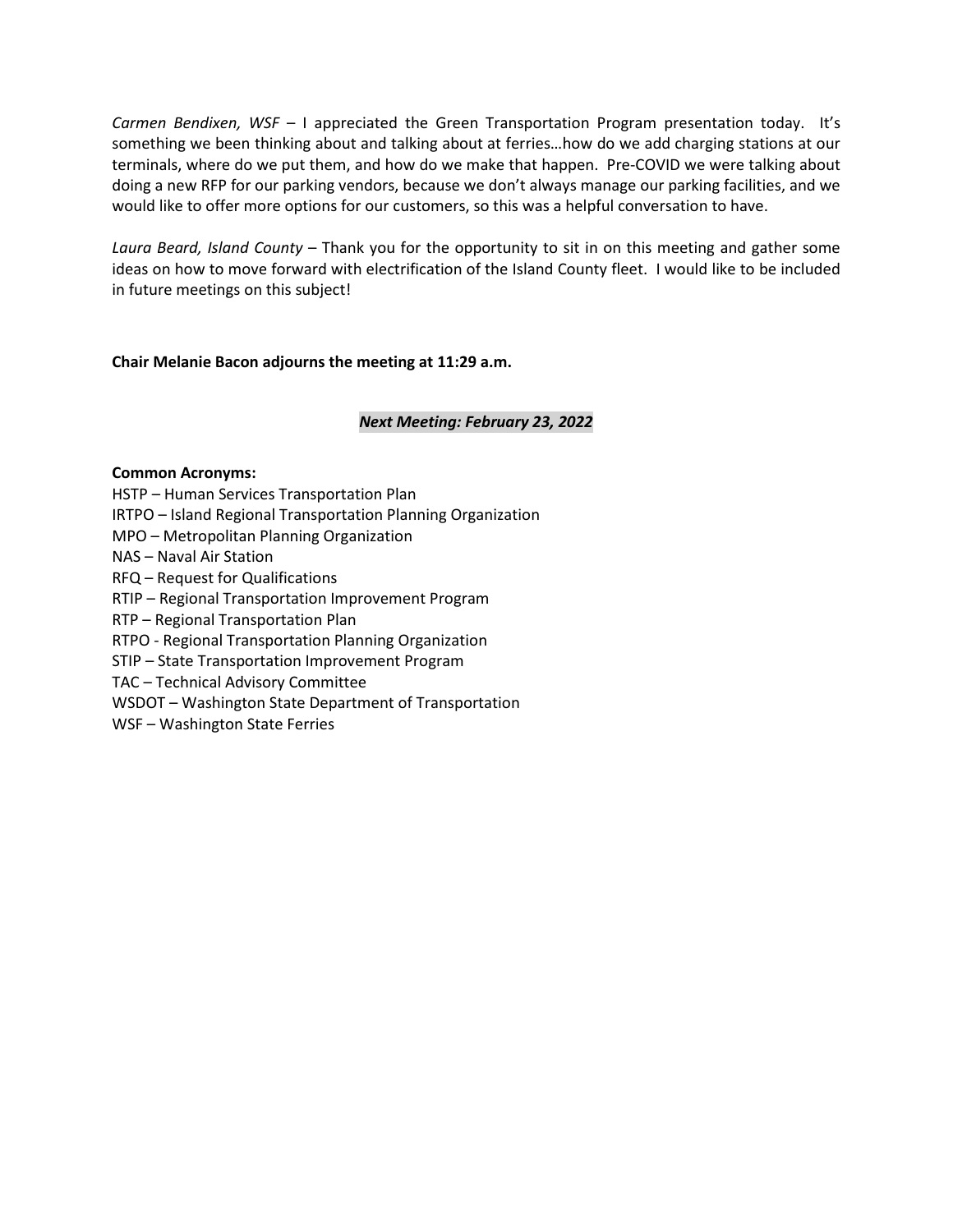*Carmen Bendixen, WSF* – I appreciated the Green Transportation Program presentation today. It's something we been thinking about and talking about at ferries…how do we add charging stations at our terminals, where do we put them, and how do we make that happen. Pre-COVID we were talking about doing a new RFP for our parking vendors, because we don't always manage our parking facilities, and we would like to offer more options for our customers, so this was a helpful conversation to have.

*Laura Beard, Island County* – Thank you for the opportunity to sit in on this meeting and gather some ideas on how to move forward with electrification of the Island County fleet. I would like to be included in future meetings on this subject!

**Chair Melanie Bacon adjourns the meeting at 11:29 a.m.**

***Next Meeting: February 23, 2022***

**Common Acronyms:**

HSTP – Human Services Transportation Plan
IRTPO – Island Regional Transportation Planning Organization
MPO – Metropolitan Planning Organization
NAS – Naval Air Station
RFQ – Request for Qualifications
RTIP – Regional Transportation Improvement Program
RTP – Regional Transportation Plan
RTPO - Regional Transportation Planning Organization
STIP – State Transportation Improvement Program
TAC – Technical Advisory Committee
WSDOT – Washington State Department of Transportation
WSF – Washington State Ferries